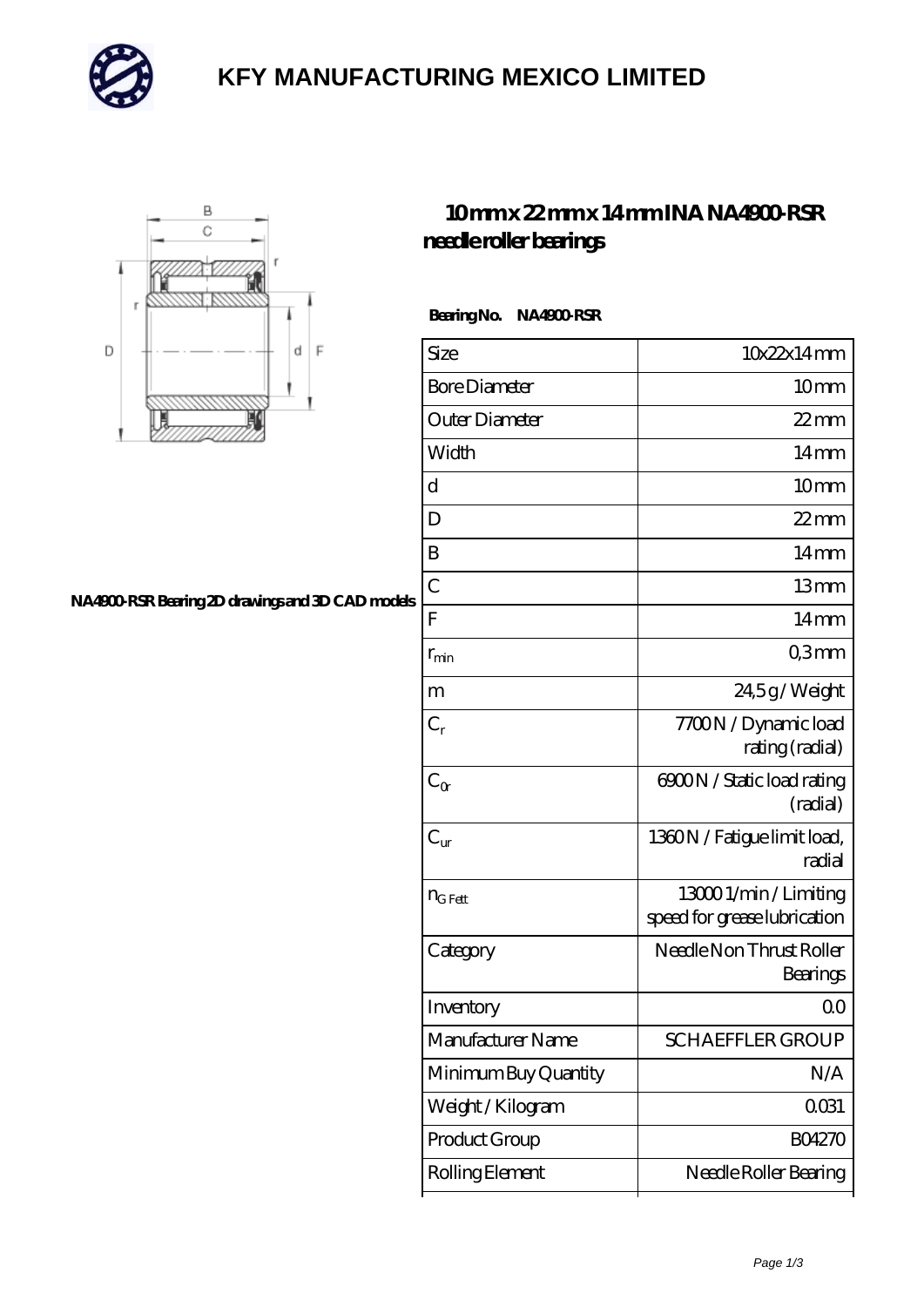# KFY MANUFACTURING MEXICO LIMITED

## 10 mm x 22 mm x 14 mm INA NA4900-RSR needle roller bearings

NA4900-RSR Bearing 2D drawings and 3D CAD models

**Bearing No. NA4900-RSR**

| Size | 10x22x14 mm |
|---|---|
| Bore Diameter | 10 mm |
| Outer Diameter | 22 mm |
| Width | 14 mm |
| d | 10 mm |
| D | 22 mm |
| B | 14 mm |
| C | 13 mm |
| F | 14 mm |
| $r_{min}$ | 0,3 mm |
| m | 24,5 g / Weight |
| $C_r$ | 7700 N / Dynamic load rating (radial) |
| $C_{0r}$ | 6900 N / Static load rating (radial) |
| $C_{ur}$ | 1360 N / Fatigue limit load, radial |
| $n_{G\ Fett}$ | 13000 1/min / Limiting speed for grease lubrication |
| Category | Needle Non Thrust Roller Bearings |
| Inventory | 0.0 |
| Manufacturer Name | SCHAEFFLER GROUP |
| Minimum Buy Quantity | N/A |
| Weight / Kilogram | 0.031 |
| Product Group | B04270 |
| Rolling Element | Needle Roller Bearing |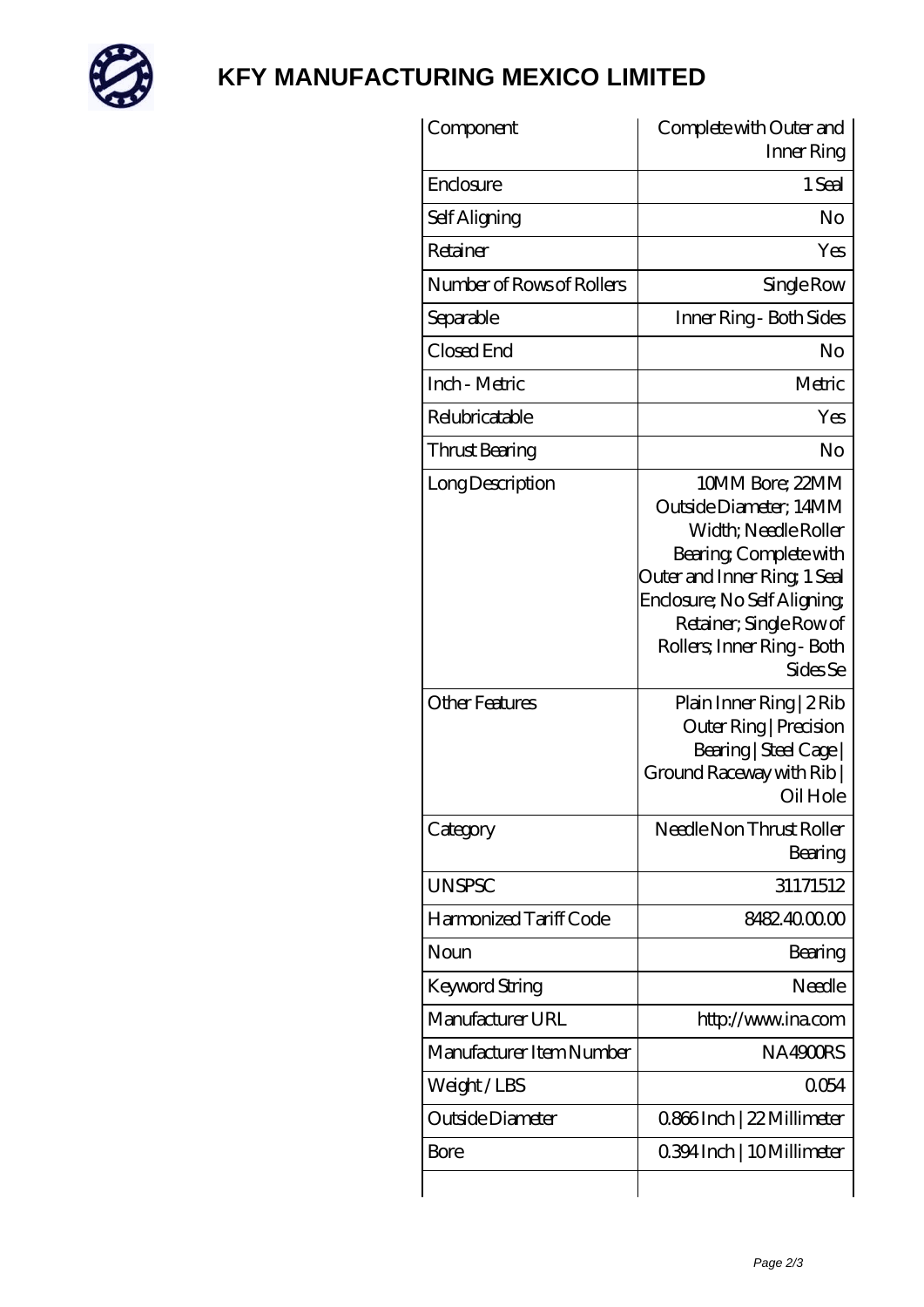# KFY MANUFACTURING MEXICO LIMITED

| Component | Complete with Outer and Inner Ring |
|---|---|
| Enclosure | 1 Seal |
| Self Aligning | No |
| Retainer | Yes |
| Number of Rows of Rollers | Single Row |
| Separable | Inner Ring - Both Sides |
| Closed End | No |
| Inch - Metric | Metric |
| Relubricatable | Yes |
| Thrust Bearing | No |
| Long Description | 10MM Bore; 22MM Outside Diameter; 14MM Width; Needle Roller Bearing; Complete with Outer and Inner Ring; 1 Seal Enclosure; No Self Aligning; Retainer; Single Row of Rollers; Inner Ring - Both Sides Se |
| Other Features | Plain Inner Ring \| 2 Rib Outer Ring \| Precision Bearing \| Steel Cage \| Ground Raceway with Rib \| Oil Hole |
| Category | Needle Non Thrust Roller Bearing |
| UNSPSC | 31171512 |
| Harmonized Tariff Code | 8482.40.00.00 |
| Noun | Bearing |
| Keyword String | Needle |
| Manufacturer URL | http://www.ina.com |
| Manufacturer Item Number | NA4900RS |
| Weight / LBS | 0.054 |
| Outside Diameter | 0.866 Inch \| 22 Millimeter |
| Bore | 0.394 Inch \| 10 Millimeter |
| | |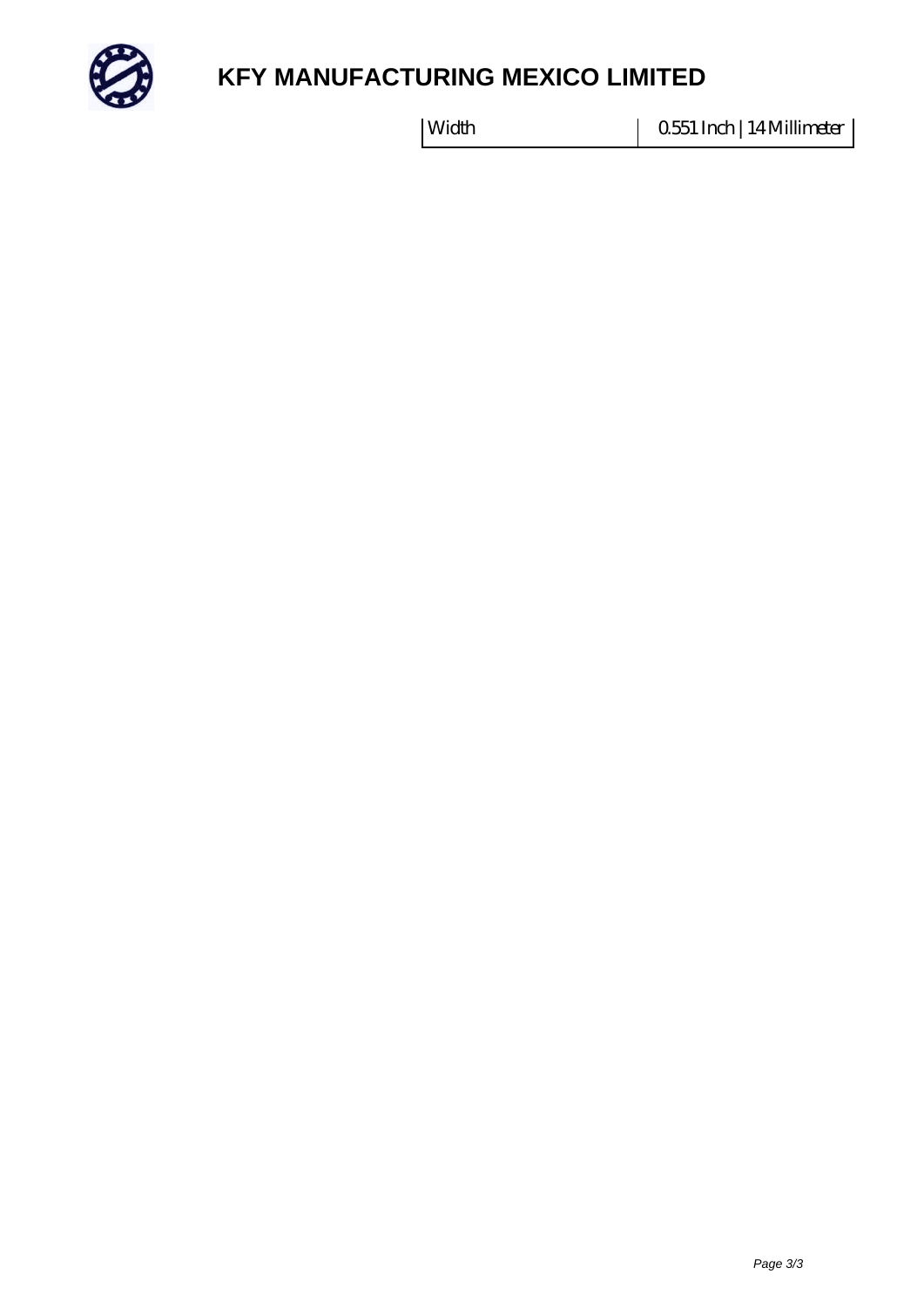| | |
|---|---|
| Width | 0.551 Inch \| 14 Millimeter |